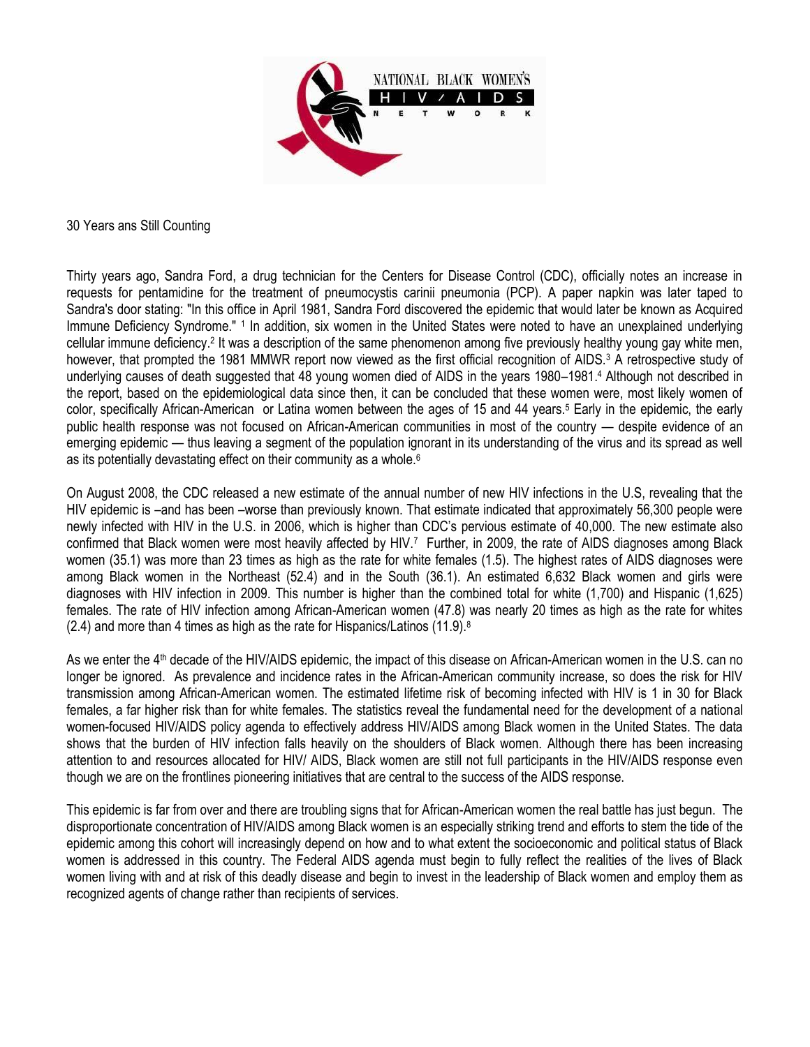NATIONAL BLACK WOMEN'S HIV / AIDS NETWORK

30 Years ans Still Counting

Thirty years ago, Sandra Ford, a drug technician for the Centers for Disease Control (CDC), officially notes an increase in requests for pentamidine for the treatment of pneumocystis carinii pneumonia (PCP). A paper napkin was later taped to Sandra's door stating: "In this office in April 1981, Sandra Ford discovered the epidemic that would later be known as Acquired Immune Deficiency Syndrome." [1] In addition, six women in the United States were noted to have an unexplained underlying cellular immune deficiency.[2] It was a description of the same phenomenon among five previously healthy young gay white men, however, that prompted the 1981 MMWR report now viewed as the first official recognition of AIDS.[3] A retrospective study of underlying causes of death suggested that 48 young women died of AIDS in the years 1980–1981.[4] Although not described in the report, based on the epidemiological data since then, it can be concluded that these women were, most likely women of color, specifically African-American or Latina women between the ages of 15 and 44 years.[5] Early in the epidemic, the early public health response was not focused on African-American communities in most of the country — despite evidence of an emerging epidemic — thus leaving a segment of the population ignorant in its understanding of the virus and its spread as well as its potentially devastating effect on their community as a whole.[6]

On August 2008, the CDC released a new estimate of the annual number of new HIV infections in the U.S, revealing that the HIV epidemic is –and has been –worse than previously known. That estimate indicated that approximately 56,300 people were newly infected with HIV in the U.S. in 2006, which is higher than CDC's pervious estimate of 40,000. The new estimate also confirmed that Black women were most heavily affected by HIV.[7] Further, in 2009, the rate of AIDS diagnoses among Black women (35.1) was more than 23 times as high as the rate for white females (1.5). The highest rates of AIDS diagnoses were among Black women in the Northeast (52.4) and in the South (36.1). An estimated 6,632 Black women and girls were diagnoses with HIV infection in 2009. This number is higher than the combined total for white (1,700) and Hispanic (1,625) females. The rate of HIV infection among African-American women (47.8) was nearly 20 times as high as the rate for whites (2.4) and more than 4 times as high as the rate for Hispanics/Latinos (11.9).[8]

As we enter the 4th decade of the HIV/AIDS epidemic, the impact of this disease on African-American women in the U.S. can no longer be ignored. As prevalence and incidence rates in the African-American community increase, so does the risk for HIV transmission among African-American women. The estimated lifetime risk of becoming infected with HIV is 1 in 30 for Black females, a far higher risk than for white females. The statistics reveal the fundamental need for the development of a national women-focused HIV/AIDS policy agenda to effectively address HIV/AIDS among Black women in the United States. The data shows that the burden of HIV infection falls heavily on the shoulders of Black women. Although there has been increasing attention to and resources allocated for HIV/ AIDS, Black women are still not full participants in the HIV/AIDS response even though we are on the frontlines pioneering initiatives that are central to the success of the AIDS response.

This epidemic is far from over and there are troubling signs that for African-American women the real battle has just begun. The disproportionate concentration of HIV/AIDS among Black women is an especially striking trend and efforts to stem the tide of the epidemic among this cohort will increasingly depend on how and to what extent the socioeconomic and political status of Black women is addressed in this country. The Federal AIDS agenda must begin to fully reflect the realities of the lives of Black women living with and at risk of this deadly disease and begin to invest in the leadership of Black women and employ them as recognized agents of change rather than recipients of services.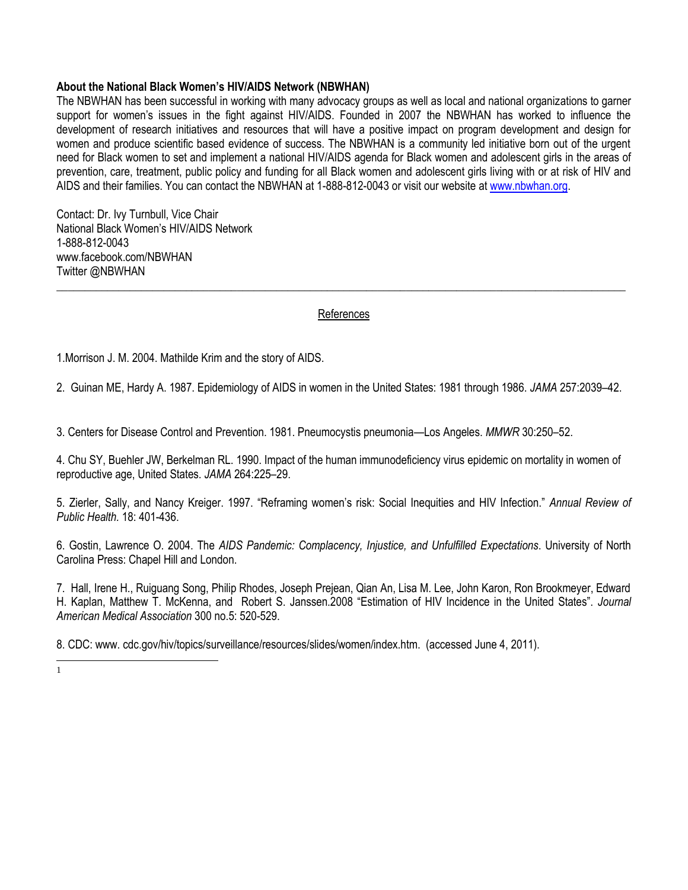**About the National Black Women's HIV/AIDS Network (NBWHAN)**

The NBWHAN has been successful in working with many advocacy groups as well as local and national organizations to garner support for women's issues in the fight against HIV/AIDS. Founded in 2007 the NBWHAN has worked to influence the development of research initiatives and resources that will have a positive impact on program development and design for women and produce scientific based evidence of success. The NBWHAN is a community led initiative born out of the urgent need for Black women to set and implement a national HIV/AIDS agenda for Black women and adolescent girls in the areas of prevention, care, treatment, public policy and funding for all Black women and adolescent girls living with or at risk of HIV and AIDS and their families. You can contact the NBWHAN at 1-888-812-0043 or visit our website at www.nbwhan.org.

Contact: Dr. Ivy Turnbull, Vice Chair
National Black Women's HIV/AIDS Network
1-888-812-0043
www.facebook.com/NBWHAN
Twitter @NBWHAN

---

## References

1. Morrison J. M. 2004. Mathilde Krim and the story of AIDS.

2. Guinan ME, Hardy A. 1987. Epidemiology of AIDS in women in the United States: 1981 through 1986. *JAMA* 257:2039–42.

3. Centers for Disease Control and Prevention. 1981. Pneumocystis pneumonia—Los Angeles. *MMWR* 30:250–52.

4. Chu SY, Buehler JW, Berkelman RL. 1990. Impact of the human immunodeficiency virus epidemic on mortality in women of reproductive age, United States. *JAMA* 264:225–29.

5. Zierler, Sally, and Nancy Kreiger. 1997. "Reframing women's risk: Social Inequities and HIV Infection." *Annual Review of Public Health.* 18: 401-436.

6. Gostin, Lawrence O. 2004. The *AIDS Pandemic: Complacency, Injustice, and Unfulfilled Expectations*. University of North Carolina Press: Chapel Hill and London.

7. Hall, Irene H., Ruiguang Song, Philip Rhodes, Joseph Prejean, Qian An, Lisa M. Lee, John Karon, Ron Brookmeyer, Edward H. Kaplan, Matthew T. McKenna, and Robert S. Janssen.2008 "Estimation of HIV Incidence in the United States". *Journal American Medical Association* 300 no.5: 520-529.

8. CDC: www. cdc.gov/hiv/topics/surveillance/resources/slides/women/index.htm. (accessed June 4, 2011).

1